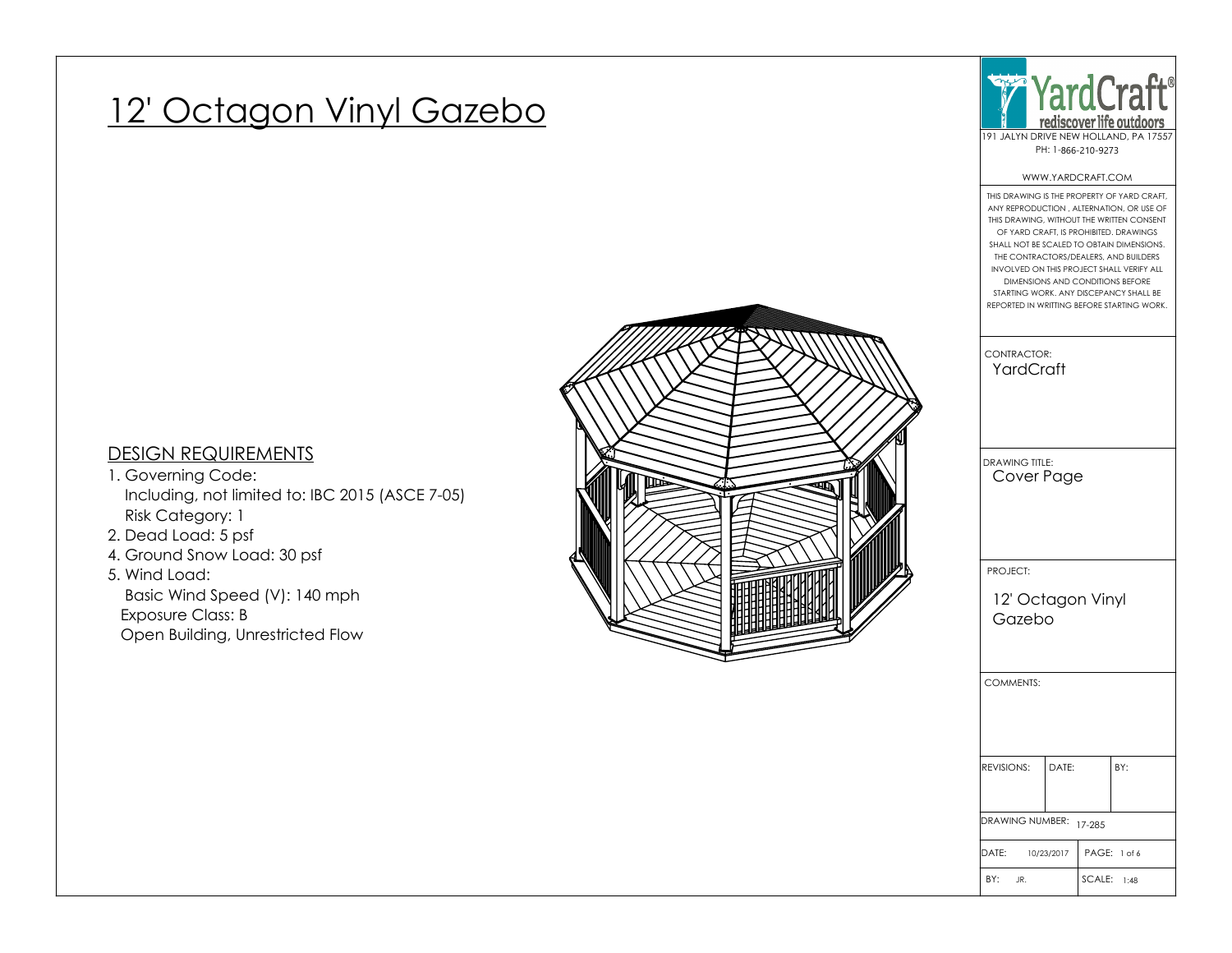# 12' Octagon Vinyl Gazebo

## DESIGN REQUIREMENTS

1. Governing Code:
   Including, not limited to: IBC 2015 (ASCE 7-05)
   Risk Category: 1
2. Dead Load: 5 psf
4. Ground Snow Load: 30 psf
5. Wind Load:
   Basic Wind Speed (V): 140 mph
   Exposure Class: B
   Open Building, Unrestricted Flow

YardCraft®
rediscover life outdoors
191 JALYN DRIVE NEW HOLLAND, PA 17557
PH: 1-866-210-9273

WWW.YARDCRAFT.COM

THIS DRAWING IS THE PROPERTY OF YARD CRAFT, ANY REPRODUCTION , ALTERNATION, OR USE OF THIS DRAWING, WITHOUT THE WRITTEN CONSENT OF YARD CRAFT, IS PROHIBITED. DRAWINGS SHALL NOT BE SCALED TO OBTAIN DIMENSIONS. THE CONTRACTORS/DEALERS, AND BUILDERS INVOLVED ON THIS PROJECT SHALL VERIFY ALL DIMENSIONS AND CONDITIONS BEFORE STARTING WORK. ANY DISCEPANCY SHALL BE REPORTED IN WRITTING BEFORE STARTING WORK.

CONTRACTOR: YardCraft

DRAWING TITLE: Cover Page

PROJECT: 12' Octagon Vinyl Gazebo

COMMENTS:

| REVISIONS: | DATE: | BY: |
| --- | --- | --- |
| | | |

DRAWING NUMBER: 17-285

DATE: 10/23/2017 | PAGE: 1 of 6

BY: JR. | SCALE: 1:48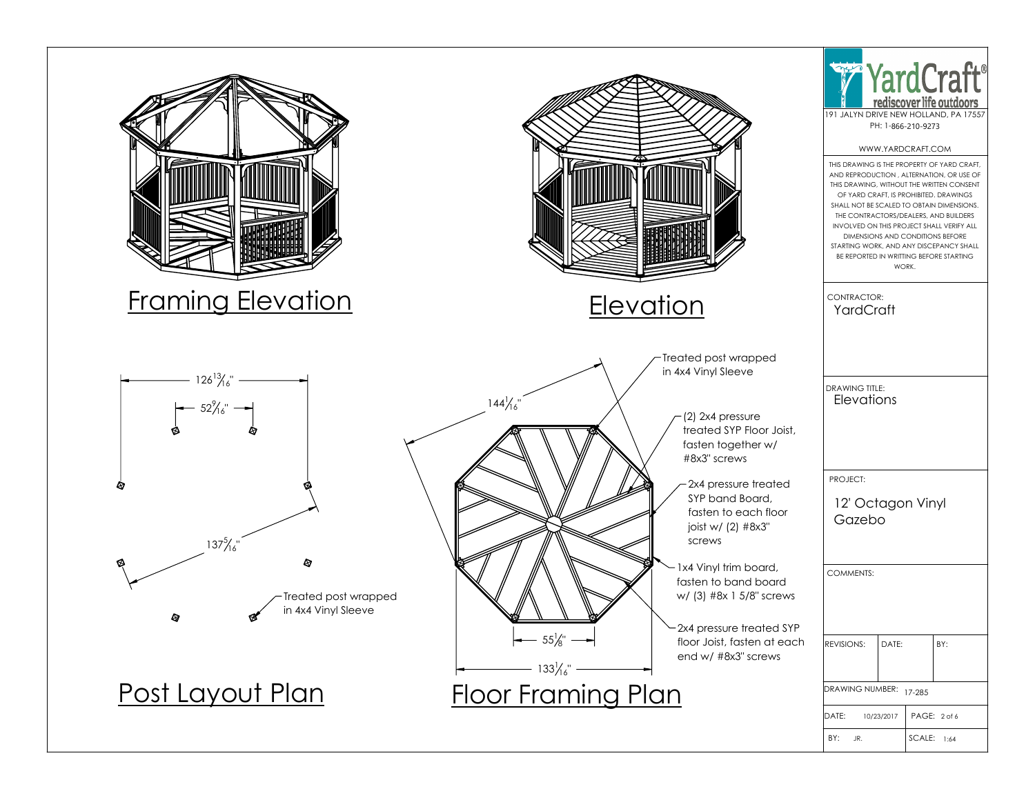## Framing Elevation

## Elevation

## Post Layout Plan

126 13/16"

52 9/16"

137 5/16"

Treated post wrapped in 4x4 Vinyl Sleeve

## Floor Framing Plan

144 1/16"

55 1/8"

133 1/16"

- Treated post wrapped in 4x4 Vinyl Sleeve
- (2) 2x4 pressure treated SYP Floor Joist, fasten together w/ #8x3" screws
- 2x4 pressure treated SYP band Board, fasten to each floor joist w/ (2) #8x3" screws
- 1x4 Vinyl trim board, fasten to band board w/ (3) #8x 1 5/8" screws
- 2x4 pressure treated SYP floor Joist, fasten at each end w/ #8x3" screws

---

**YardCraft®**
rediscover life outdoors
191 JALYN DRIVE NEW HOLLAND, PA 17557
PH: 1-866-210-9273

WWW.YARDCRAFT.COM

THIS DRAWING IS THE PROPERTY OF YARD CRAFT, AND REPRODUCTION , ALTERNATION, OR USE OF THIS DRAWING, WITHOUT THE WRITTEN CONSENT OF YARD CRAFT, IS PROHIBITED. DRAWINGS SHALL NOT BE SCALED TO OBTAIN DIMENSIONS. THE CONTRACTORS/DEALERS, AND BUILDERS INVOLVED ON THIS PROJECT SHALL VERIFY ALL DIMENSIONS AND CONDITIONS BEFORE STARTING WORK, AND ANY DISCEPANCY SHALL BE REPORTED IN WRITTING BEFORE STARTING WORK.

CONTRACTOR: YardCraft

DRAWING TITLE: Elevations

PROJECT: 12' Octagon Vinyl Gazebo

COMMENTS:

| REVISIONS: | DATE: | BY: |
|---|---|---|
| | | |

DRAWING NUMBER: 17-285

| DATE: 10/23/2017 | PAGE: 2 of 6 |
|---|---|
| BY: JR. | SCALE: 1:64 |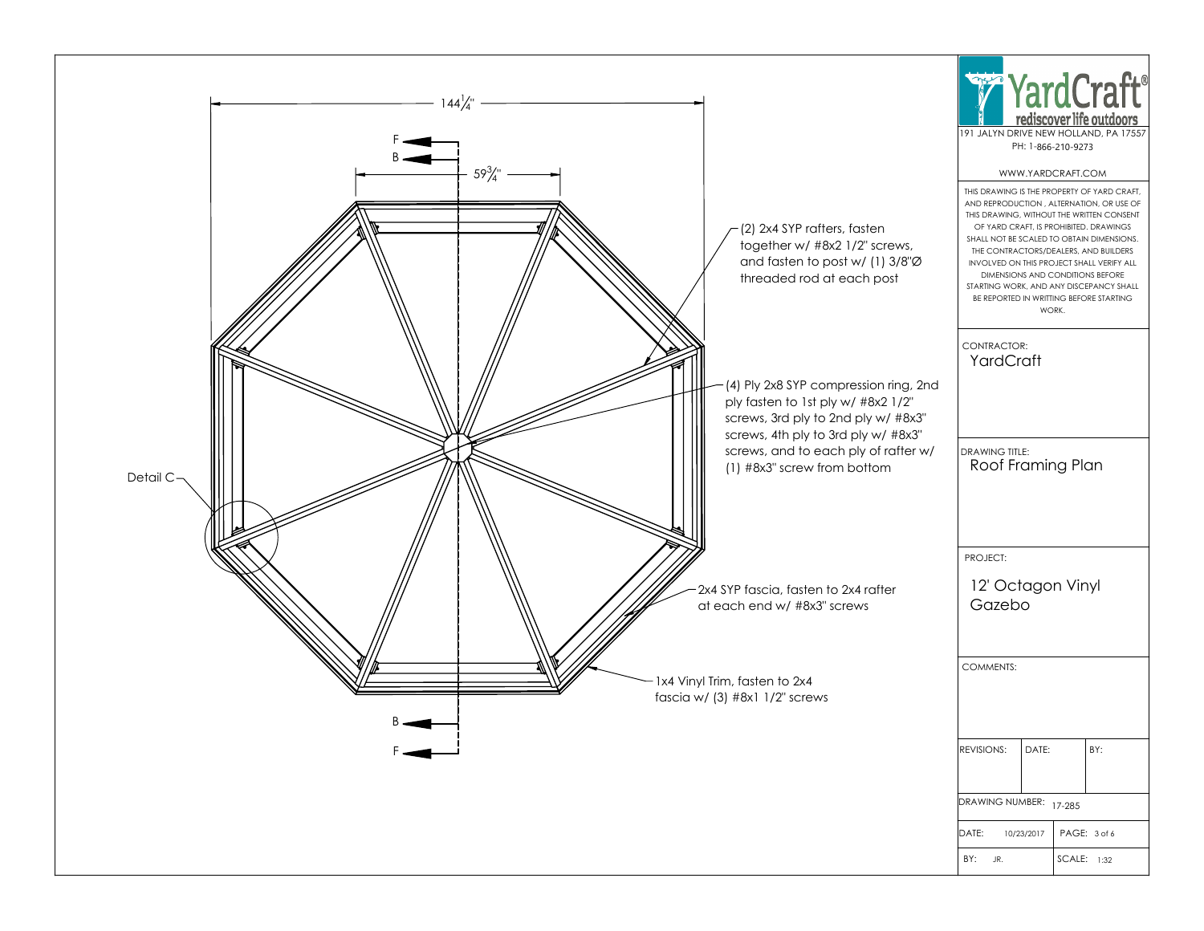144 1/4"

59 3/4"

F

B

B

F

Detail C

(2) 2x4 SYP rafters, fasten together w/ #8x2 1/2" screws, and fasten to post w/ (1) 3/8"Ø threaded rod at each post

(4) Ply 2x8 SYP compression ring, 2nd ply fasten to 1st ply w/ #8x2 1/2" screws, 3rd ply to 2nd ply w/ #8x3" screws, 4th ply to 3rd ply w/ #8x3" screws, and to each ply of rafter w/ (1) #8x3" screw from bottom

2x4 SYP fascia, fasten to 2x4 rafter at each end w/ #8x3" screws

1x4 Vinyl Trim, fasten to 2x4 fascia w/ (3) #8x1 1/2" screws

**YardCraft**
rediscover life outdoors

191 JALYN DRIVE NEW HOLLAND, PA 17557
PH: 1-866-210-9273

WWW.YARDCRAFT.COM

THIS DRAWING IS THE PROPERTY OF YARD CRAFT, AND REPRODUCTION , ALTERNATION, OR USE OF THIS DRAWING, WITHOUT THE WRITTEN CONSENT OF YARD CRAFT, IS PROHIBITED. DRAWINGS SHALL NOT BE SCALED TO OBTAIN DIMENSIONS. THE CONTRACTORS/DEALERS, AND BUILDERS INVOLVED ON THIS PROJECT SHALL VERIFY ALL DIMENSIONS AND CONDITIONS BEFORE STARTING WORK, AND ANY DISCEPANCY SHALL BE REPORTED IN WRITTING BEFORE STARTING WORK.

CONTRACTOR:
YardCraft

DRAWING TITLE:
Roof Framing Plan

PROJECT:
12' Octagon Vinyl Gazebo

COMMENTS:

| REVISIONS: | DATE: | BY: |
|---|---|---|
| | | |

DRAWING NUMBER: 17-285

| DATE: 10/23/2017 | PAGE: 3 of 6 |
|---|---|
| BY: JR. | SCALE: 1:32 |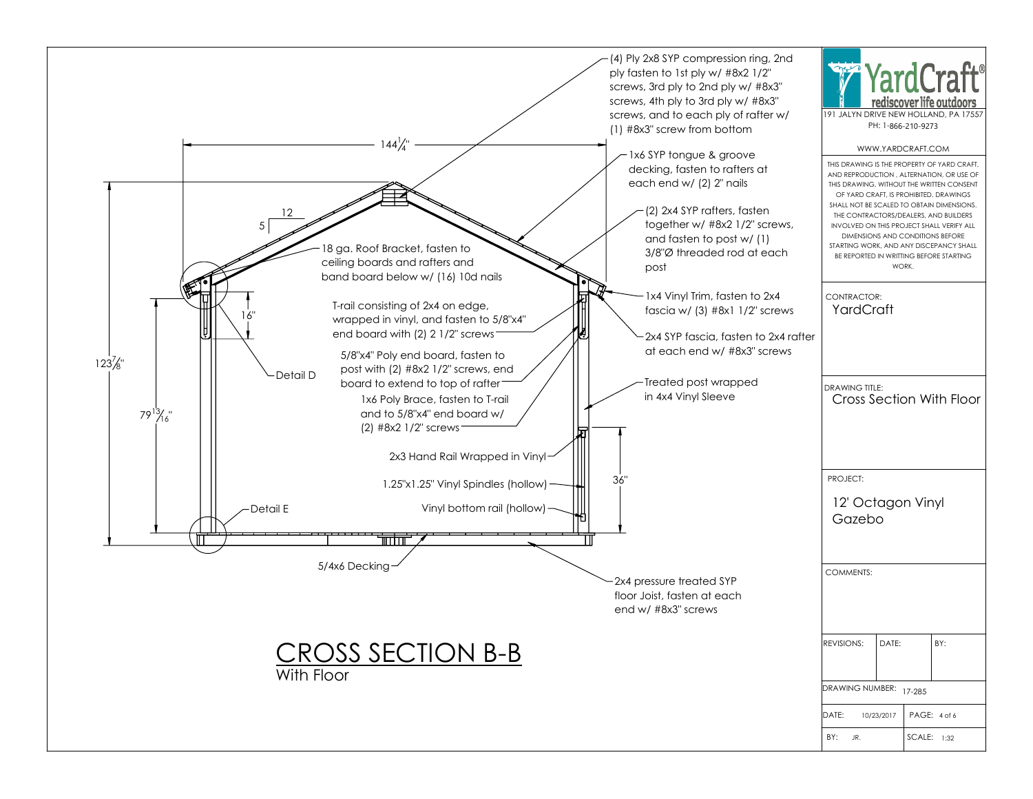(4) Ply 2x8 SYP compression ring, 2nd ply fasten to 1st ply w/ #8x2 1/2" screws, 3rd ply to 2nd ply w/ #8x3" screws, 4th ply to 3rd ply w/ #8x3" screws, and to each ply of rafter w/ (1) #8x3" screw from bottom

$144\frac{1}{4}$"

1x6 SYP tongue & groove decking, fasten to rafters at each end w/ (2) 2" nails

12

5

(2) 2x4 SYP rafters, fasten together w/ #8x2 1/2" screws, and fasten to post w/ (1) 3/8"Ø threaded rod at each post

18 ga. Roof Bracket, fasten to ceiling boards and rafters and band board below w/ (16) 10d nails

1x4 Vinyl Trim, fasten to 2x4 fascia w/ (3) #8x1 1/2" screws

T-rail consisting of 2x4 on edge, wrapped in vinyl, and fasten to 5/8"x4" end board with (2) 2 1/2" screws

16"

2x4 SYP fascia, fasten to 2x4 rafter at each end w/ #8x3" screws

$123\frac{7}{8}$"

5/8"x4" Poly end board, fasten to post with (2) #8x2 1/2" screws, end board to extend to top of rafter

Detail D

Treated post wrapped in 4x4 Vinyl Sleeve

1x6 Poly Brace, fasten to T-rail and to 5/8"x4" end board w/ (2) #8x2 1/2" screws

$79\frac{13}{16}$"

2x3 Hand Rail Wrapped in Vinyl

1.25"x1.25" Vinyl Spindles (hollow)

36"

Detail E

Vinyl bottom rail (hollow)

5/4x6 Decking

2x4 pressure treated SYP floor Joist, fasten at each end w/ #8x3" screws

# CROSS SECTION B-B

With Floor

YardCraft® rediscover life outdoors

191 JALYN DRIVE NEW HOLLAND, PA 17557

PH: 1-866-210-9273

WWW.YARDCRAFT.COM

THIS DRAWING IS THE PROPERTY OF YARD CRAFT, AND REPRODUCTION , ALTERNATION, OR USE OF THIS DRAWING, WITHOUT THE WRITTEN CONSENT OF YARD CRAFT, IS PROHIBITED. DRAWINGS SHALL NOT BE SCALED TO OBTAIN DIMENSIONS. THE CONTRACTORS/DEALERS, AND BUILDERS INVOLVED ON THIS PROJECT SHALL VERIFY ALL DIMENSIONS AND CONDITIONS BEFORE STARTING WORK, AND ANY DISCEPANCY SHALL BE REPORTED IN WRITTING BEFORE STARTING WORK.

CONTRACTOR: YardCraft

DRAWING TITLE: Cross Section With Floor

PROJECT: 12' Octagon Vinyl Gazebo

COMMENTS:

| REVISIONS: | DATE: | BY: |
|---|---|---|
| | | |

DRAWING NUMBER: 17-285

DATE: 10/23/2017 | PAGE: 4 of 6

BY: JR. | SCALE: 1:32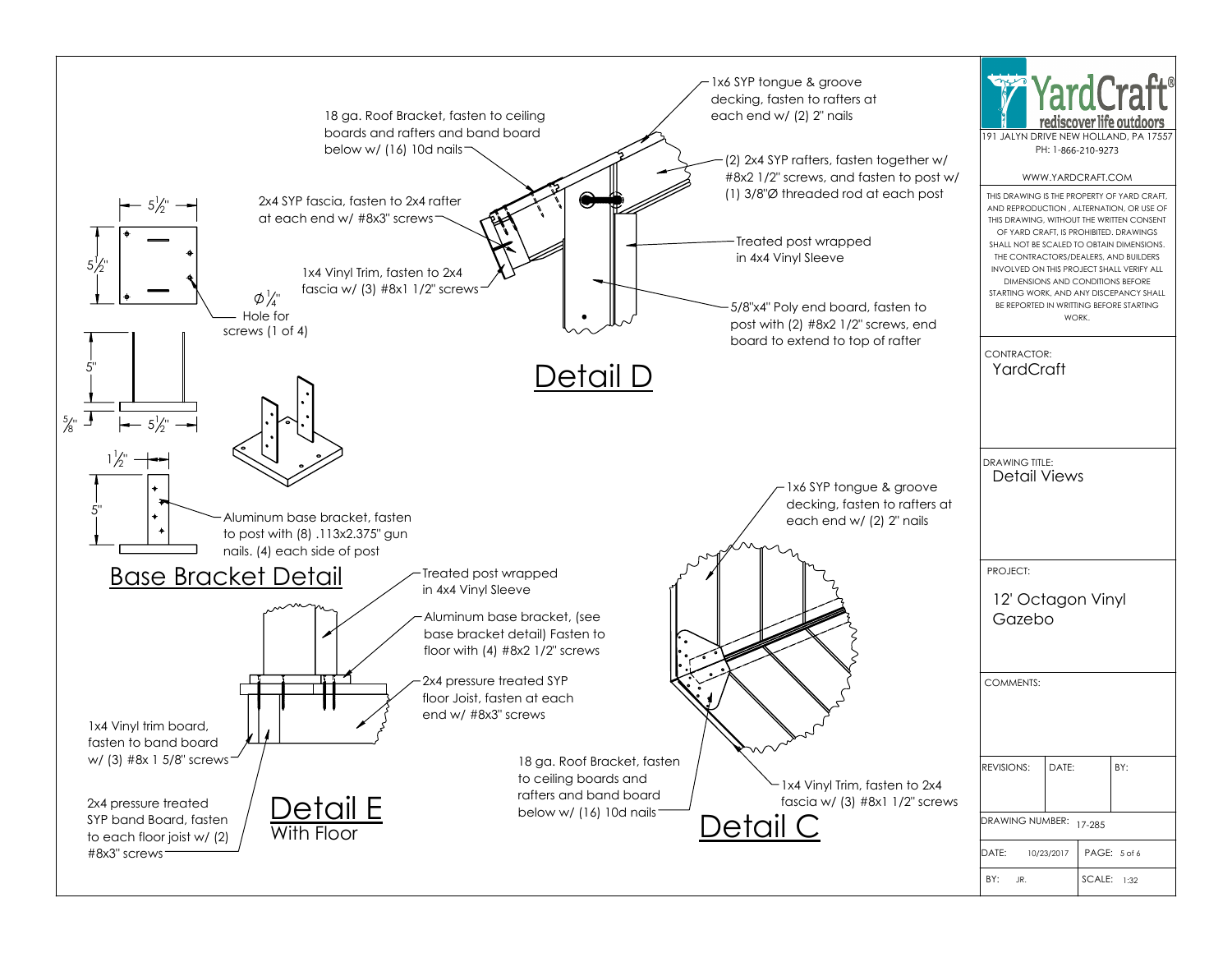## Detail D

- 18 ga. Roof Bracket, fasten to ceiling boards and rafters and band board below w/ (16) 10d nails
- 1x6 SYP tongue & groove decking, fasten to rafters at each end w/ (2) 2" nails
- (2) 2x4 SYP rafters, fasten together w/ #8x2 1/2" screws, and fasten to post w/ (1) 3/8"Ø threaded rod at each post
- 2x4 SYP fascia, fasten to 2x4 rafter at each end w/ #8x3" screws
- Treated post wrapped in 4x4 Vinyl Sleeve
- 1x4 Vinyl Trim, fasten to 2x4 fascia w/ (3) #8x1 1/2" screws
- 5/8"x4" Poly end board, fasten to post with (2) #8x2 1/2" screws, end board to extend to top of rafter

## Base Bracket Detail

- $5\frac{1}{2}$"
- $5\frac{1}{2}$"
- $\varnothing\frac{1}{4}$" Hole for screws (1 of 4)
- 5"
- $\frac{5}{8}$"
- $5\frac{1}{2}$"
- $1\frac{1}{2}$"
- 5"
- Aluminum base bracket, fasten to post with (8) .113x2.375" gun nails. (4) each side of post

## Detail E
With Floor

- Treated post wrapped in 4x4 Vinyl Sleeve
- Aluminum base bracket, (see base bracket detail) Fasten to floor with (4) #8x2 1/2" screws
- 2x4 pressure treated SYP floor Joist, fasten at each end w/ #8x3" screws
- 1x4 Vinyl trim board, fasten to band board w/ (3) #8x 1 5/8" screws
- 2x4 pressure treated SYP band Board, fasten to each floor joist w/ (2) #8x3" screws

## Detail C

- 1x6 SYP tongue & groove decking, fasten to rafters at each end w/ (2) 2" nails
- 18 ga. Roof Bracket, fasten to ceiling boards and rafters and band board below w/ (16) 10d nails
- 1x4 Vinyl Trim, fasten to 2x4 fascia w/ (3) #8x1 1/2" screws

---

**YardCraft®** rediscover life outdoors

191 JALYN DRIVE NEW HOLLAND, PA 17557
PH: 1-866-210-9273
WWW.YARDCRAFT.COM

THIS DRAWING IS THE PROPERTY OF YARD CRAFT, AND REPRODUCTION , ALTERNATION, OR USE OF THIS DRAWING, WITHOUT THE WRITTEN CONSENT OF YARD CRAFT, IS PROHIBITED. DRAWINGS SHALL NOT BE SCALED TO OBTAIN DIMENSIONS. THE CONTRACTORS/DEALERS, AND BUILDERS INVOLVED ON THIS PROJECT SHALL VERIFY ALL DIMENSIONS AND CONDITIONS BEFORE STARTING WORK, AND ANY DISCEPANCY SHALL BE REPORTED IN WRITTING BEFORE STARTING WORK.

CONTRACTOR: YardCraft

DRAWING TITLE: Detail Views

PROJECT: 12' Octagon Vinyl Gazebo

COMMENTS:

| REVISIONS: | DATE: | BY: |
|---|---|---|
| | | |

DRAWING NUMBER: 17-285

| DATE: 10/23/2017 | PAGE: 5 of 6 |
|---|---|
| BY: JR. | SCALE: 1:32 |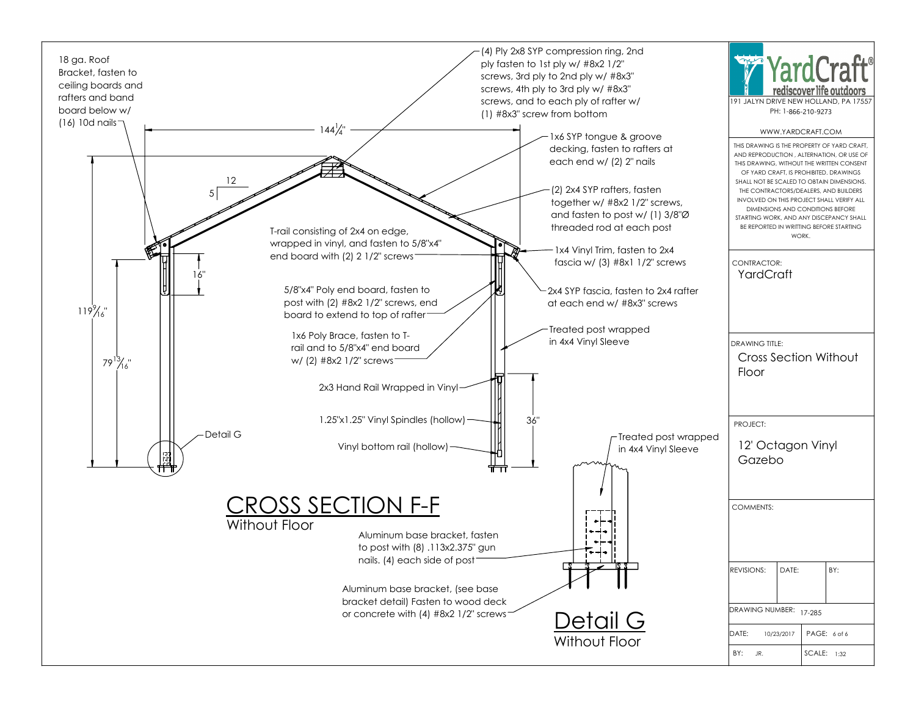18 ga. Roof Bracket, fasten to ceiling boards and rafters and band board below w/ (16) 10d nails

(4) Ply 2x8 SYP compression ring, 2nd ply fasten to 1st ply w/ #8x2 1/2" screws, 3rd ply to 2nd ply w/ #8x3" screws, 4th ply to 3rd ply w/ #8x3" screws, and to each ply of rafter w/ (1) #8x3" screw from bottom

$144\frac{1}{4}$"

1x6 SYP tongue & groove decking, fasten to rafters at each end w/ (2) 2" nails

12

5

(2) 2x4 SYP rafters, fasten together w/ #8x2 1/2" screws, and fasten to post w/ (1) 3/8"Ø threaded rod at each post

T-rail consisting of 2x4 on edge, wrapped in vinyl, and fasten to 5/8"x4" end board with (2) 2 1/2" screws

1x4 Vinyl Trim, fasten to 2x4 fascia w/ (3) #8x1 1/2" screws

16"

5/8"x4" Poly end board, fasten to post with (2) #8x2 1/2" screws, end board to extend to top of rafter

2x4 SYP fascia, fasten to 2x4 rafter at each end w/ #8x3" screws

$119\frac{9}{16}$"

1x6 Poly Brace, fasten to T-rail and to 5/8"x4" end board w/ (2) #8x2 1/2" screws

Treated post wrapped in 4x4 Vinyl Sleeve

$79\frac{13}{16}$"

2x3 Hand Rail Wrapped in Vinyl

1.25"x1.25" Vinyl Spindles (hollow)

36"

Detail G

Vinyl bottom rail (hollow)

Treated post wrapped in 4x4 Vinyl Sleeve

# CROSS SECTION F-F

Without Floor

Aluminum base bracket, fasten to post with (8) .113x2.375" gun nails. (4) each side of post

Aluminum base bracket, (see base bracket detail) Fasten to wood deck or concrete with (4) #8x2 1/2" screws

# Detail G

Without Floor

**YardCraft** rediscover life outdoors

191 JALYN DRIVE NEW HOLLAND, PA 17557

PH: 1-866-210-9273

WWW.YARDCRAFT.COM

THIS DRAWING IS THE PROPERTY OF YARD CRAFT, AND REPRODUCTION , ALTERNATION, OR USE OF THIS DRAWING, WITHOUT THE WRITTEN CONSENT OF YARD CRAFT, IS PROHIBITED. DRAWINGS SHALL NOT BE SCALED TO OBTAIN DIMENSIONS. THE CONTRACTORS/DEALERS, AND BUILDERS INVOLVED ON THIS PROJECT SHALL VERIFY ALL DIMENSIONS AND CONDITIONS BEFORE STARTING WORK, AND ANY DISCEPANCY SHALL BE REPORTED IN WRITTING BEFORE STARTING WORK.

CONTRACTOR: YardCraft

DRAWING TITLE: Cross Section Without Floor

PROJECT: 12' Octagon Vinyl Gazebo

COMMENTS:

| REVISIONS: | DATE: | BY: |
|---|---|---|
| | | |

DRAWING NUMBER: 17-285

DATE: 10/23/2017 | PAGE: 6 of 6

BY: JR. | SCALE: 1:32